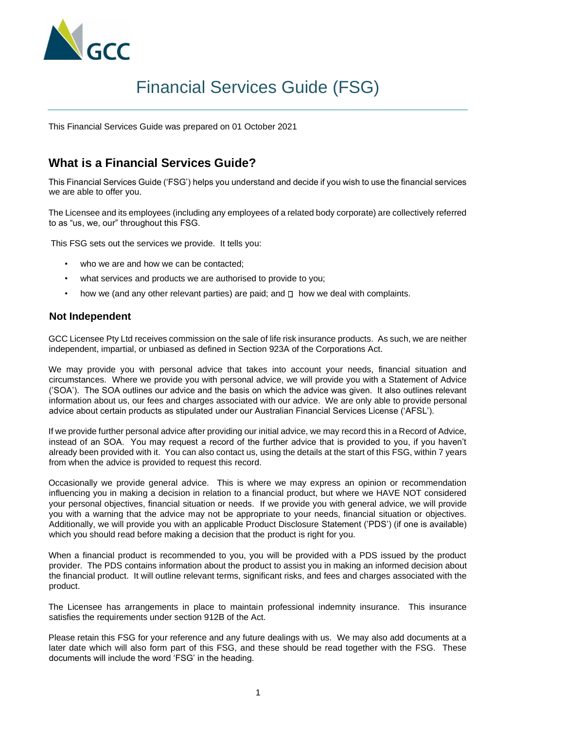# Financial Services Guide (FSG)

This Financial Services Guide was prepared on 01 October 2021

## What is a Financial Services Guide?

This Financial Services Guide ('FSG') helps you understand and decide if you wish to use the financial services we are able to offer you.

The Licensee and its employees (including any employees of a related body corporate) are collectively referred to as "us, we, our" throughout this FSG.

This FSG sets out the services we provide. It tells you:

- who we are and how we can be contacted;
- what services and products we are authorised to provide to you;
- how we (and any other relevant parties) are paid; and
- how we deal with complaints.

### Not Independent

GCC Licensee Pty Ltd receives commission on the sale of life risk insurance products. As such, we are neither independent, impartial, or unbiased as defined in Section 923A of the Corporations Act.

We may provide you with personal advice that takes into account your needs, financial situation and circumstances. Where we provide you with personal advice, we will provide you with a Statement of Advice ('SOA'). The SOA outlines our advice and the basis on which the advice was given. It also outlines relevant information about us, our fees and charges associated with our advice. We are only able to provide personal advice about certain products as stipulated under our Australian Financial Services License ('AFSL').

If we provide further personal advice after providing our initial advice, we may record this in a Record of Advice, instead of an SOA. You may request a record of the further advice that is provided to you, if you haven't already been provided with it. You can also contact us, using the details at the start of this FSG, within 7 years from when the advice is provided to request this record.

Occasionally we provide general advice. This is where we may express an opinion or recommendation influencing you in making a decision in relation to a financial product, but where we HAVE NOT considered your personal objectives, financial situation or needs. If we provide you with general advice, we will provide you with a warning that the advice may not be appropriate to your needs, financial situation or objectives. Additionally, we will provide you with an applicable Product Disclosure Statement ('PDS') (if one is available) which you should read before making a decision that the product is right for you.

When a financial product is recommended to you, you will be provided with a PDS issued by the product provider. The PDS contains information about the product to assist you in making an informed decision about the financial product. It will outline relevant terms, significant risks, and fees and charges associated with the product.

The Licensee has arrangements in place to maintain professional indemnity insurance. This insurance satisfies the requirements under section 912B of the Act.

Please retain this FSG for your reference and any future dealings with us. We may also add documents at a later date which will also form part of this FSG, and these should be read together with the FSG. These documents will include the word 'FSG' in the heading.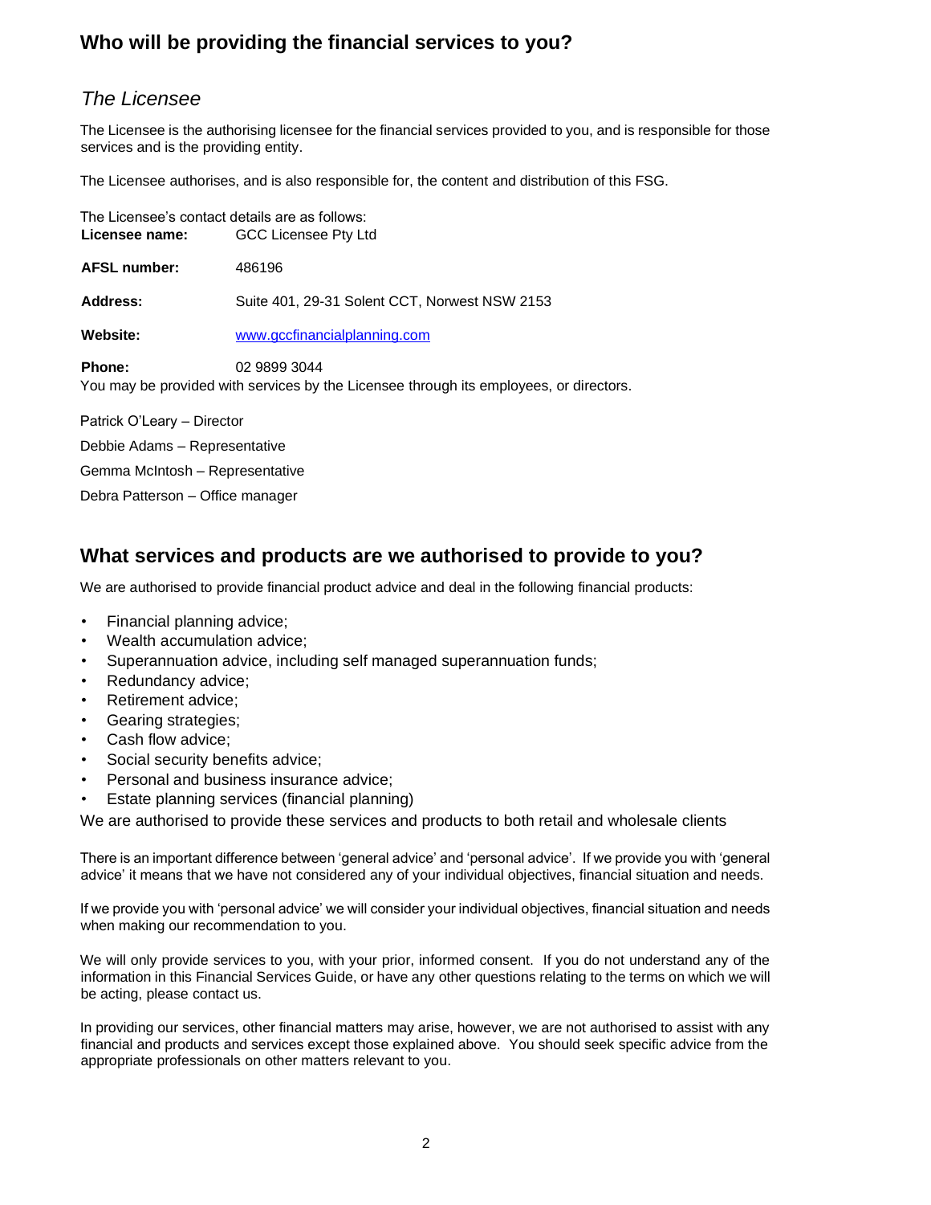## Who will be providing the financial services to you?

### *The Licensee*

The Licensee is the authorising licensee for the financial services provided to you, and is responsible for those services and is the providing entity.

The Licensee authorises, and is also responsible for, the content and distribution of this FSG.

The Licensee's contact details are as follows:

| | |
|---|---|
| **Licensee name:** | GCC Licensee Pty Ltd |
| **AFSL number:** | 486196 |
| **Address:** | Suite 401, 29-31 Solent CCT, Norwest NSW 2153 |
| **Website:** | [www.gccfinancialplanning.com](www.gccfinancialplanning.com) |
| **Phone:** | 02 9899 3044 |

You may be provided with services by the Licensee through its employees, or directors.

Patrick O'Leary – Director

Debbie Adams – Representative

Gemma McIntosh – Representative

Debra Patterson – Office manager

## What services and products are we authorised to provide to you?

We are authorised to provide financial product advice and deal in the following financial products:

- Financial planning advice;
- Wealth accumulation advice;
- Superannuation advice, including self managed superannuation funds;
- Redundancy advice;
- Retirement advice;
- Gearing strategies;
- Cash flow advice;
- Social security benefits advice;
- Personal and business insurance advice;
- Estate planning services (financial planning)

We are authorised to provide these services and products to both retail and wholesale clients

There is an important difference between 'general advice' and 'personal advice'. If we provide you with 'general advice' it means that we have not considered any of your individual objectives, financial situation and needs.

If we provide you with 'personal advice' we will consider your individual objectives, financial situation and needs when making our recommendation to you.

We will only provide services to you, with your prior, informed consent. If you do not understand any of the information in this Financial Services Guide, or have any other questions relating to the terms on which we will be acting, please contact us.

In providing our services, other financial matters may arise, however, we are not authorised to assist with any financial and products and services except those explained above. You should seek specific advice from the appropriate professionals on other matters relevant to you.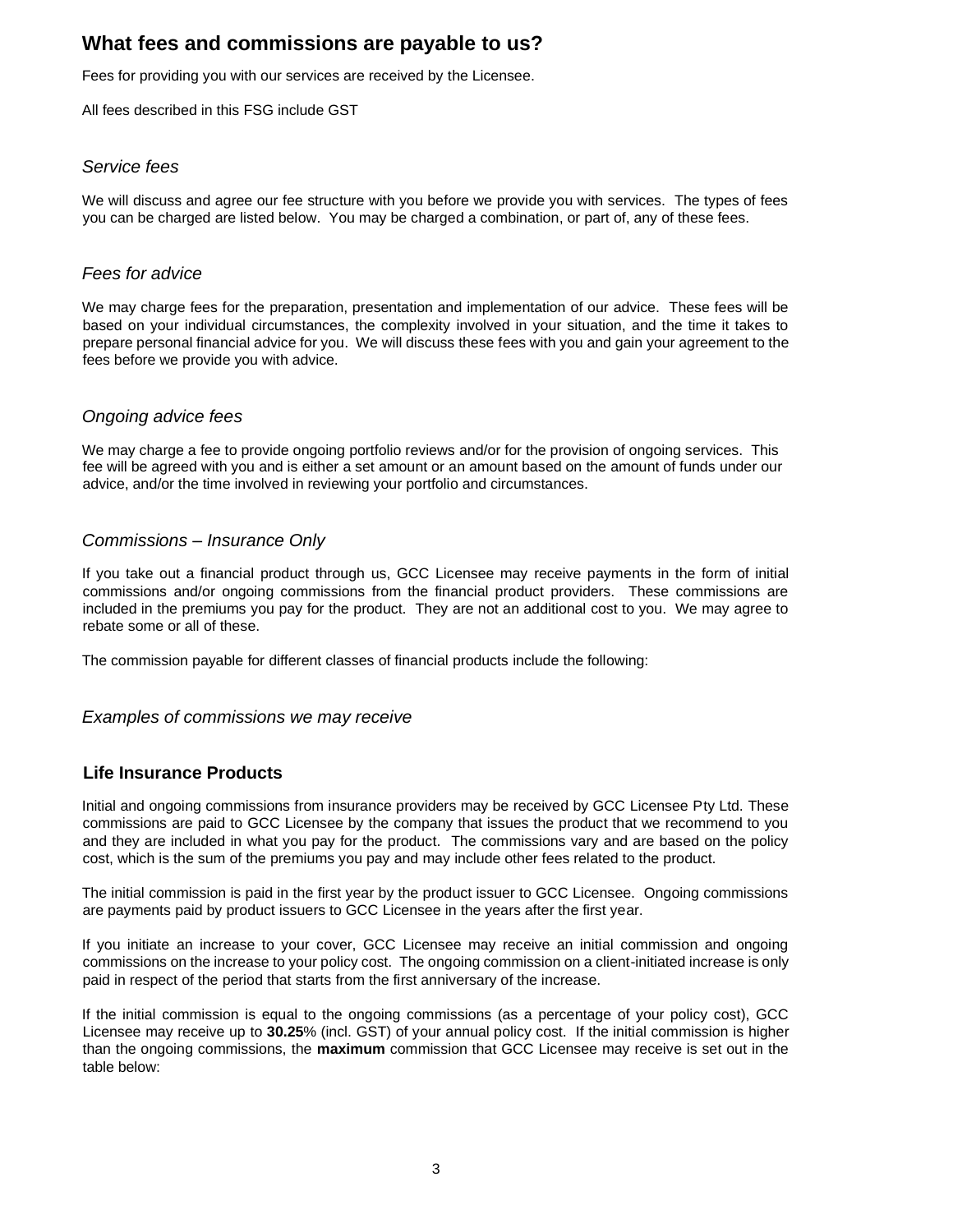## What fees and commissions are payable to us?

Fees for providing you with our services are received by the Licensee.

All fees described in this FSG include GST

### *Service fees*

We will discuss and agree our fee structure with you before we provide you with services. The types of fees you can be charged are listed below. You may be charged a combination, or part of, any of these fees.

### *Fees for advice*

We may charge fees for the preparation, presentation and implementation of our advice. These fees will be based on your individual circumstances, the complexity involved in your situation, and the time it takes to prepare personal financial advice for you. We will discuss these fees with you and gain your agreement to the fees before we provide you with advice.

### *Ongoing advice fees*

We may charge a fee to provide ongoing portfolio reviews and/or for the provision of ongoing services. This fee will be agreed with you and is either a set amount or an amount based on the amount of funds under our advice, and/or the time involved in reviewing your portfolio and circumstances.

### *Commissions – Insurance Only*

If you take out a financial product through us, GCC Licensee may receive payments in the form of initial commissions and/or ongoing commissions from the financial product providers. These commissions are included in the premiums you pay for the product. They are not an additional cost to you. We may agree to rebate some or all of these.

The commission payable for different classes of financial products include the following:

### *Examples of commissions we may receive*

### Life Insurance Products

Initial and ongoing commissions from insurance providers may be received by GCC Licensee Pty Ltd. These commissions are paid to GCC Licensee by the company that issues the product that we recommend to you and they are included in what you pay for the product. The commissions vary and are based on the policy cost, which is the sum of the premiums you pay and may include other fees related to the product.

The initial commission is paid in the first year by the product issuer to GCC Licensee. Ongoing commissions are payments paid by product issuers to GCC Licensee in the years after the first year.

If you initiate an increase to your cover, GCC Licensee may receive an initial commission and ongoing commissions on the increase to your policy cost. The ongoing commission on a client-initiated increase is only paid in respect of the period that starts from the first anniversary of the increase.

If the initial commission is equal to the ongoing commissions (as a percentage of your policy cost), GCC Licensee may receive up to **30.25**% (incl. GST) of your annual policy cost. If the initial commission is higher than the ongoing commissions, the **maximum** commission that GCC Licensee may receive is set out in the table below: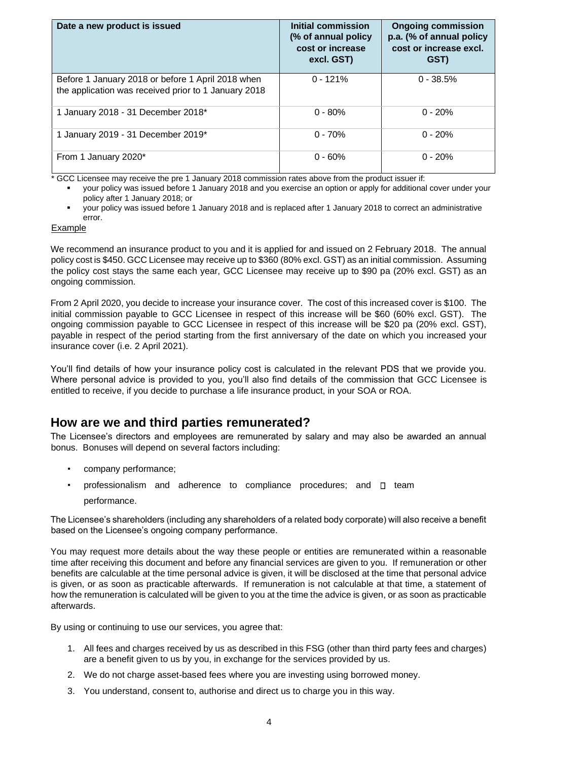| Date a new product is issued | Initial commission (% of annual policy cost or increase excl. GST) | Ongoing commission p.a. (% of annual policy cost or increase excl. GST) |
|---|---|---|
| Before 1 January 2018 or before 1 April 2018 when the application was received prior to 1 January 2018 | 0 - 121% | 0 - 38.5% |
| 1 January 2018 - 31 December 2018* | 0 - 80% | 0 - 20% |
| 1 January 2019 - 31 December 2019* | 0 - 70% | 0 - 20% |
| From 1 January 2020* | 0 - 60% | 0 - 20% |

* GCC Licensee may receive the pre 1 January 2018 commission rates above from the product issuer if:

- your policy was issued before 1 January 2018 and you exercise an option or apply for additional cover under your policy after 1 January 2018; or
- your policy was issued before 1 January 2018 and is replaced after 1 January 2018 to correct an administrative error.

Example

We recommend an insurance product to you and it is applied for and issued on 2 February 2018. The annual policy cost is $450. GCC Licensee may receive up to $360 (80% excl. GST) as an initial commission. Assuming the policy cost stays the same each year, GCC Licensee may receive up to $90 pa (20% excl. GST) as an ongoing commission.

From 2 April 2020, you decide to increase your insurance cover. The cost of this increased cover is $100. The initial commission payable to GCC Licensee in respect of this increase will be $60 (60% excl. GST). The ongoing commission payable to GCC Licensee in respect of this increase will be $20 pa (20% excl. GST), payable in respect of the period starting from the first anniversary of the date on which you increased your insurance cover (i.e. 2 April 2021).

You'll find details of how your insurance policy cost is calculated in the relevant PDS that we provide you. Where personal advice is provided to you, you'll also find details of the commission that GCC Licensee is entitled to receive, if you decide to purchase a life insurance product, in your SOA or ROA.

## How are we and third parties remunerated?

The Licensee's directors and employees are remunerated by salary and may also be awarded an annual bonus. Bonuses will depend on several factors including:

- company performance;
- professionalism and adherence to compliance procedures; and
- team performance.

The Licensee's shareholders (including any shareholders of a related body corporate) will also receive a benefit based on the Licensee's ongoing company performance.

You may request more details about the way these people or entities are remunerated within a reasonable time after receiving this document and before any financial services are given to you. If remuneration or other benefits are calculable at the time personal advice is given, it will be disclosed at the time that personal advice is given, or as soon as practicable afterwards. If remuneration is not calculable at that time, a statement of how the remuneration is calculated will be given to you at the time the advice is given, or as soon as practicable afterwards.

By using or continuing to use our services, you agree that:

1. All fees and charges received by us as described in this FSG (other than third party fees and charges) are a benefit given to us by you, in exchange for the services provided by us.
2. We do not charge asset-based fees where you are investing using borrowed money.
3. You understand, consent to, authorise and direct us to charge you in this way.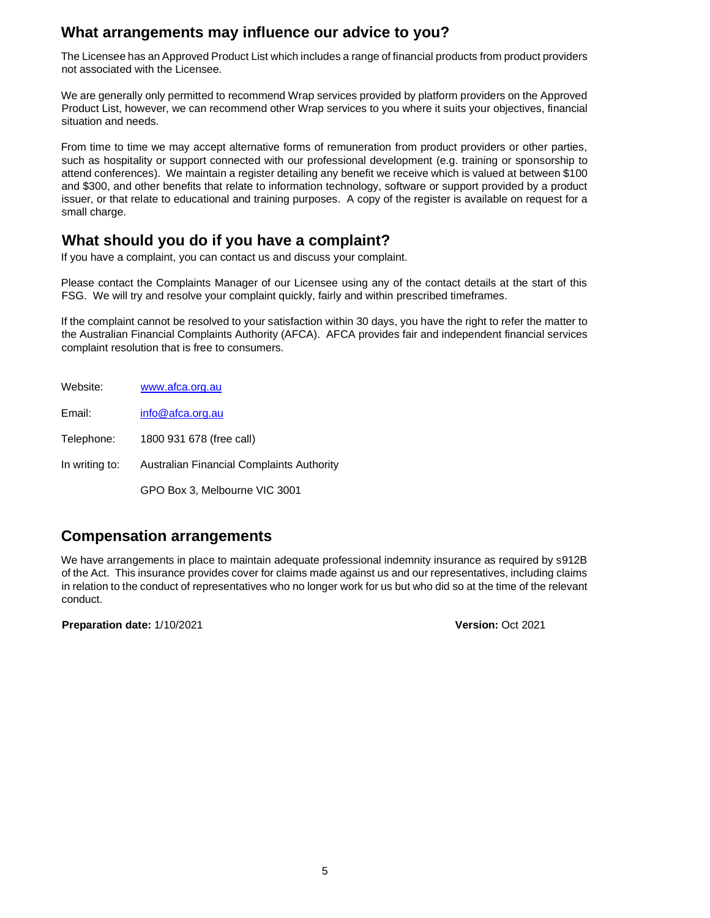## What arrangements may influence our advice to you?

The Licensee has an Approved Product List which includes a range of financial products from product providers not associated with the Licensee.

We are generally only permitted to recommend Wrap services provided by platform providers on the Approved Product List, however, we can recommend other Wrap services to you where it suits your objectives, financial situation and needs.

From time to time we may accept alternative forms of remuneration from product providers or other parties, such as hospitality or support connected with our professional development (e.g. training or sponsorship to attend conferences). We maintain a register detailing any benefit we receive which is valued at between $100 and $300, and other benefits that relate to information technology, software or support provided by a product issuer, or that relate to educational and training purposes. A copy of the register is available on request for a small charge.

## What should you do if you have a complaint?

If you have a complaint, you can contact us and discuss your complaint.

Please contact the Complaints Manager of our Licensee using any of the contact details at the start of this FSG. We will try and resolve your complaint quickly, fairly and within prescribed timeframes.

If the complaint cannot be resolved to your satisfaction within 30 days, you have the right to refer the matter to the Australian Financial Complaints Authority (AFCA). AFCA provides fair and independent financial services complaint resolution that is free to consumers.

| | |
|---|---|
| Website: | www.afca.org.au |
| Email: | info@afca.org.au |
| Telephone: | 1800 931 678 (free call) |
| In writing to: | Australian Financial Complaints Authority |
| | GPO Box 3, Melbourne VIC 3001 |

## Compensation arrangements

We have arrangements in place to maintain adequate professional indemnity insurance as required by s912B of the Act. This insurance provides cover for claims made against us and our representatives, including claims in relation to the conduct of representatives who no longer work for us but who did so at the time of the relevant conduct.

**Preparation date:** 1/10/2021 **Version:** Oct 2021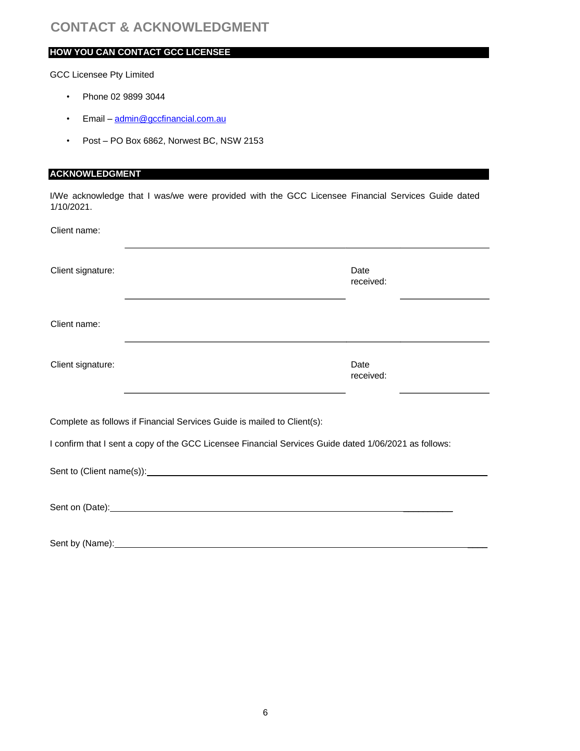# CONTACT & ACKNOWLEDGMENT

## HOW YOU CAN CONTACT GCC LICENSEE

GCC Licensee Pty Limited

- Phone 02 9899 3044
- Email – admin@gccfinancial.com.au
- Post – PO Box 6862, Norwest BC, NSW 2153

## ACKNOWLEDGMENT

I/We acknowledge that I was/we were provided with the GCC Licensee Financial Services Guide dated 1/10/2021.

Client name: ______________________________________________

Client signature: ______________________________ Date received: ____________

Client name: ______________________________________________

Client signature: ______________________________ Date received: ____________

Complete as follows if Financial Services Guide is mailed to Client(s):

I confirm that I sent a copy of the GCC Licensee Financial Services Guide dated 1/06/2021 as follows:

Sent to (Client name(s)): ______________________________________________

Sent on (Date): ______________________________________________

Sent by (Name): ______________________________________________